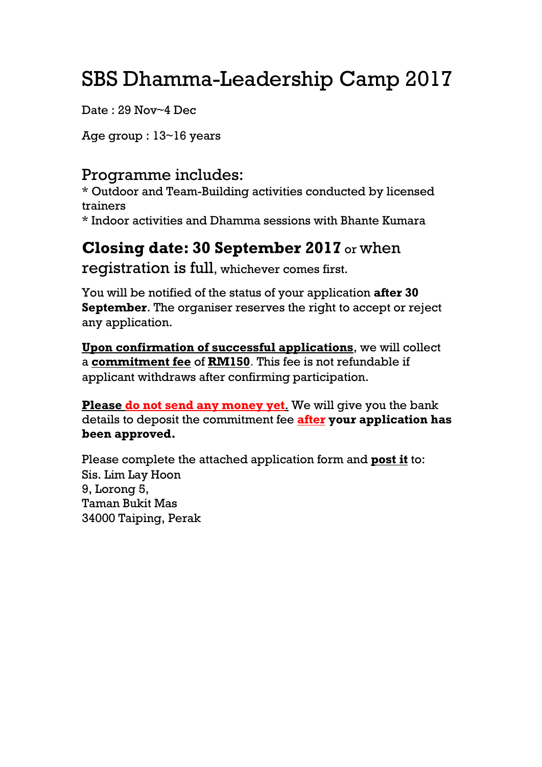# SBS Dhamma-Leadership Camp 2017

Date : 29 Nov~4 Dec

Age group : 13~16 years

## Programme includes:

* Outdoor and Team-Building activities conducted by licensed trainers
* Indoor activities and Dhamma sessions with Bhante Kumara

## **Closing date: 30 September 2017** or when registration is full, whichever comes first.

You will be notified of the status of your application **after 30 September**. The organiser reserves the right to accept or reject any application.

**Upon confirmation of successful applications**, we will collect a **commitment fee** of **RM150**. This fee is not refundable if applicant withdraws after confirming participation.

**Please do not send any money yet.** We will give you the bank details to deposit the commitment fee **after** **your application has been approved.**

Please complete the attached application form and **post it** to:
Sis. Lim Lay Hoon
9, Lorong 5,
Taman Bukit Mas
34000 Taiping, Perak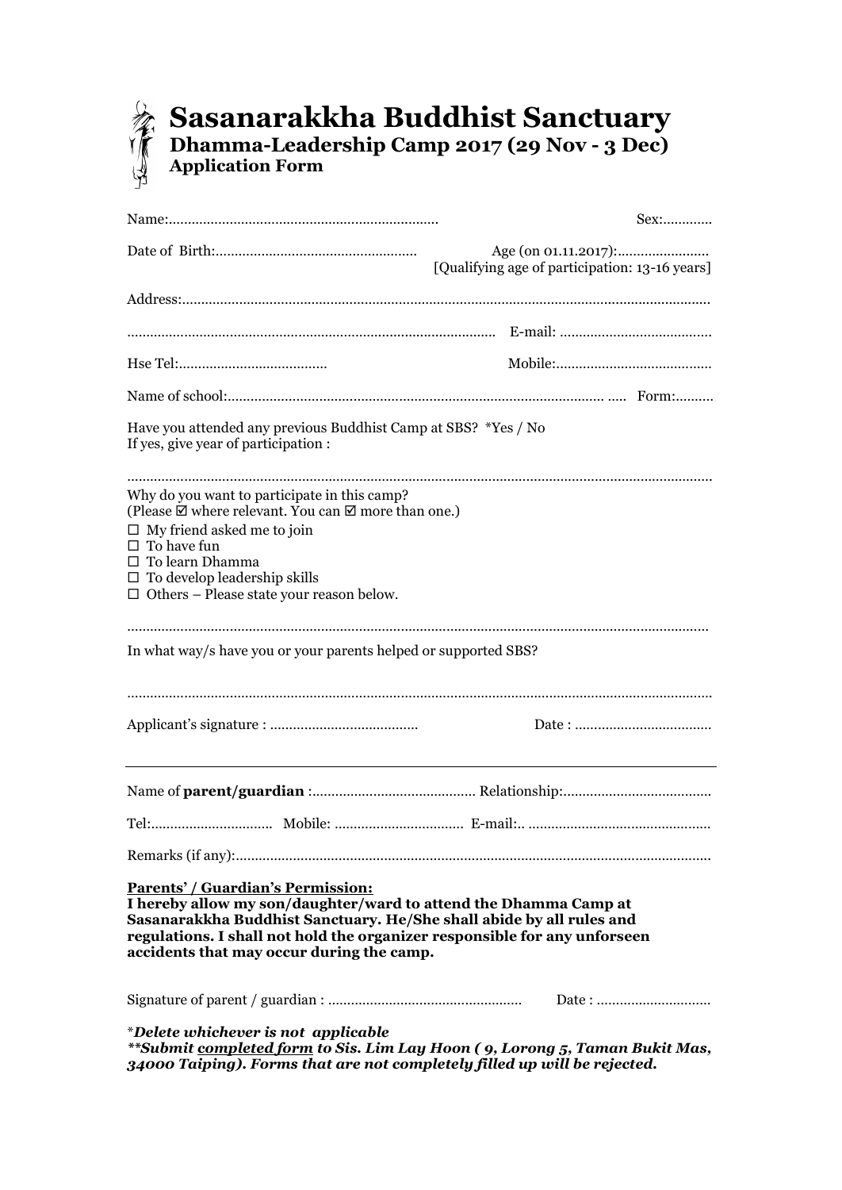# Sasanarakkha Buddhist Sanctuary

## Dhamma-Leadership Camp 2017 (29 Nov - 3 Dec)

### Application Form

Name:…………………………………………………………… Sex:………….

Date of Birth:……………………………………………… Age (on 01.11.2017):……………………
[Qualifying age of participation: 13-16 years]

Address:…………………………………………………………………………………………………………………

…………………………………………………………………………………… E-mail: …………………………………

Hse Tel:………………………………… Mobile:……………………………………

Name of school:……………………………………………………………………………………… ….. Form:……….

Have you attended any previous Buddhist Camp at SBS? *Yes / No
If yes, give year of participation :

……………………………………………………………………………………………………………………………

Why do you want to participate in this camp?
(Please ☑ where relevant. You can ☑ more than one.)

- ☐ My friend asked me to join
- ☐ To have fun
- ☐ To learn Dhamma
- ☐ To develop leadership skills
- ☐ Others – Please state your reason below.

……………………………………………………………………………………………………………………………

In what way/s have you or your parents helped or supported SBS?

……………………………………………………………………………………………………………………………

Applicant's signature : ………………………………… Date : ………………………………

---

Name of **parent/guardian** :…………………………………… Relationship:…………………………………

Tel:………………………… Mobile: …………………………… E-mail:.. …………………………………………

Remarks (if any):…………………………………………………………………………………………………………

**Parents' / Guardian's Permission:**
**I hereby allow my son/daughter/ward to attend the Dhamma Camp at Sasanarakkha Buddhist Sanctuary. He/She shall abide by all rules and regulations. I shall not hold the organizer responsible for any unforseen accidents that may occur during the camp.**

Signature of parent / guardian : …………………………………………… Date : …………………………

**Delete whichever is not applicable*

***Submit completed form to Sis. Lim Lay Hoon ( 9, Lorong 5, Taman Bukit Mas, 34000 Taiping). Forms that are not completely filled up will be rejected.**